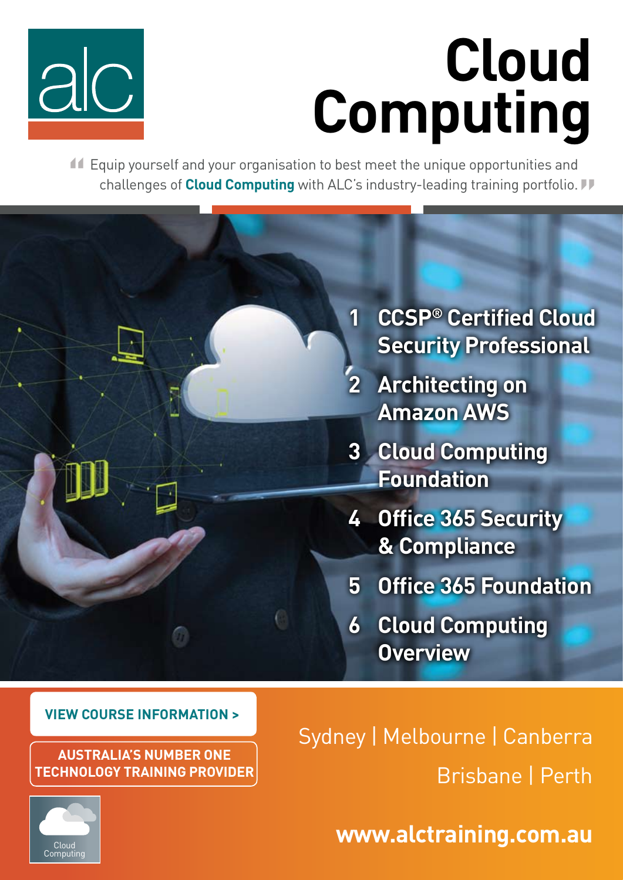alc

# Cloud Computing

"Equip yourself and your organisation to best meet the unique opportunities and challenges of **Cloud Computing** with ALC's industry-leading training portfolio."

1. **CCSP® Certified Cloud Security Professional**
2. **Architecting on Amazon AWS**
3. **Cloud Computing Foundation**
4. **Office 365 Security & Compliance**
5. **Office 365 Foundation**
6. **Cloud Computing Overview**

**VIEW COURSE INFORMATION >**

**AUSTRALIA'S NUMBER ONE TECHNOLOGY TRAINING PROVIDER**

Cloud Computing

Sydney | Melbourne | Canberra
Brisbane | Perth

**www.alctraining.com.au**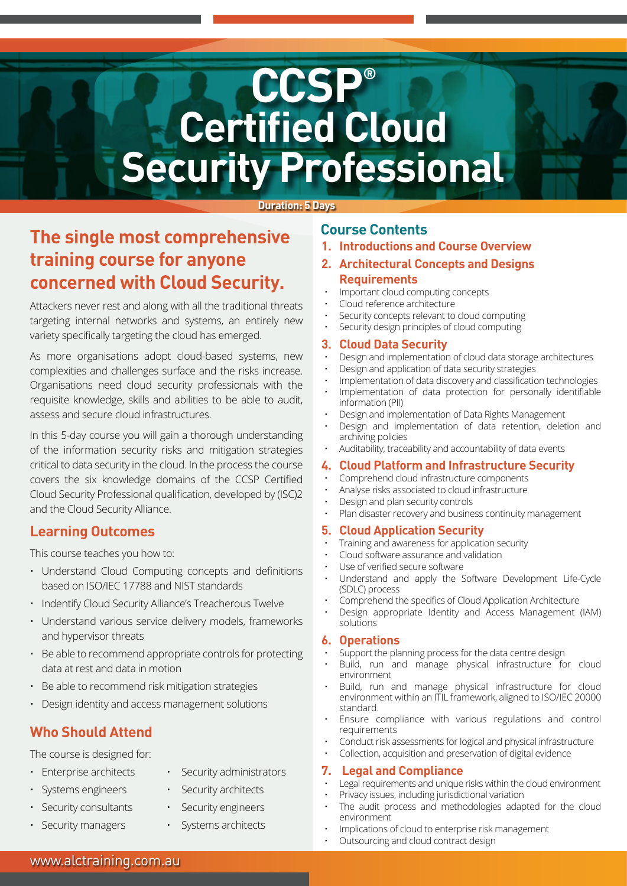# CCSP®
# Certified Cloud Security Professional

**Duration: 5 Days**

## The single most comprehensive training course for anyone concerned with Cloud Security.

Attackers never rest and along with all the traditional threats targeting internal networks and systems, an entirely new variety specifically targeting the cloud has emerged.

As more organisations adopt cloud-based systems, new complexities and challenges surface and the risks increase. Organisations need cloud security professionals with the requisite knowledge, skills and abilities to be able to audit, assess and secure cloud infrastructures.

In this 5-day course you will gain a thorough understanding of the information security risks and mitigation strategies critical to data security in the cloud. In the process the course covers the six knowledge domains of the CCSP Certified Cloud Security Professional qualification, developed by (ISC)2 and the Cloud Security Alliance.

### Learning Outcomes

This course teaches you how to:

- Understand Cloud Computing concepts and definitions based on ISO/IEC 17788 and NIST standards
- Indentify Cloud Security Alliance's Treacherous Twelve
- Understand various service delivery models, frameworks and hypervisor threats
- Be able to recommend appropriate controls for protecting data at rest and data in motion
- Be able to recommend risk mitigation strategies
- Design identity and access management solutions

### Who Should Attend

The course is designed for:

- Enterprise architects
- Systems engineers
- Security consultants
- Security managers
- Security administrators
- Security architects
- Security engineers
- Systems architects

### Course Contents

1. **Introductions and Course Overview**
2. **Architectural Concepts and Designs Requirements**
   - Important cloud computing concepts
   - Cloud reference architecture
   - Security concepts relevant to cloud computing
   - Security design principles of cloud computing
3. **Cloud Data Security**
   - Design and implementation of cloud data storage architectures
   - Design and application of data security strategies
   - Implementation of data discovery and classification technologies
   - Implementation of data protection for personally identifiable information (PII)
   - Design and implementation of Data Rights Management
   - Design and implementation of data retention, deletion and archiving policies
   - Auditability, traceability and accountability of data events
4. **Cloud Platform and Infrastructure Security**
   - Comprehend cloud infrastructure components
   - Analyse risks associated to cloud infrastructure
   - Design and plan security controls
   - Plan disaster recovery and business continuity management
5. **Cloud Application Security**
   - Training and awareness for application security
   - Cloud software assurance and validation
   - Use of verified secure software
   - Understand and apply the Software Development Life-Cycle (SDLC) process
   - Comprehend the specifics of Cloud Application Architecture
   - Design appropriate Identity and Access Management (IAM) solutions
6. **Operations**
   - Support the planning process for the data centre design
   - Build, run and manage physical infrastructure for cloud environment
   - Build, run and manage physical infrastructure for cloud environment within an ITIL framework, aligned to ISO/IEC 20000 standard.
   - Ensure compliance with various regulations and control requirements
   - Conduct risk assessments for logical and physical infrastructure
   - Collection, acquisition and preservation of digital evidence
7. **Legal and Compliance**
   - Legal requirements and unique risks within the cloud environment
   - Privacy issues, including jurisdictional variation
   - The audit process and methodologies adapted for the cloud environment
   - Implications of cloud to enterprise risk management
   - Outsourcing and cloud contract design

www.alctraining.com.au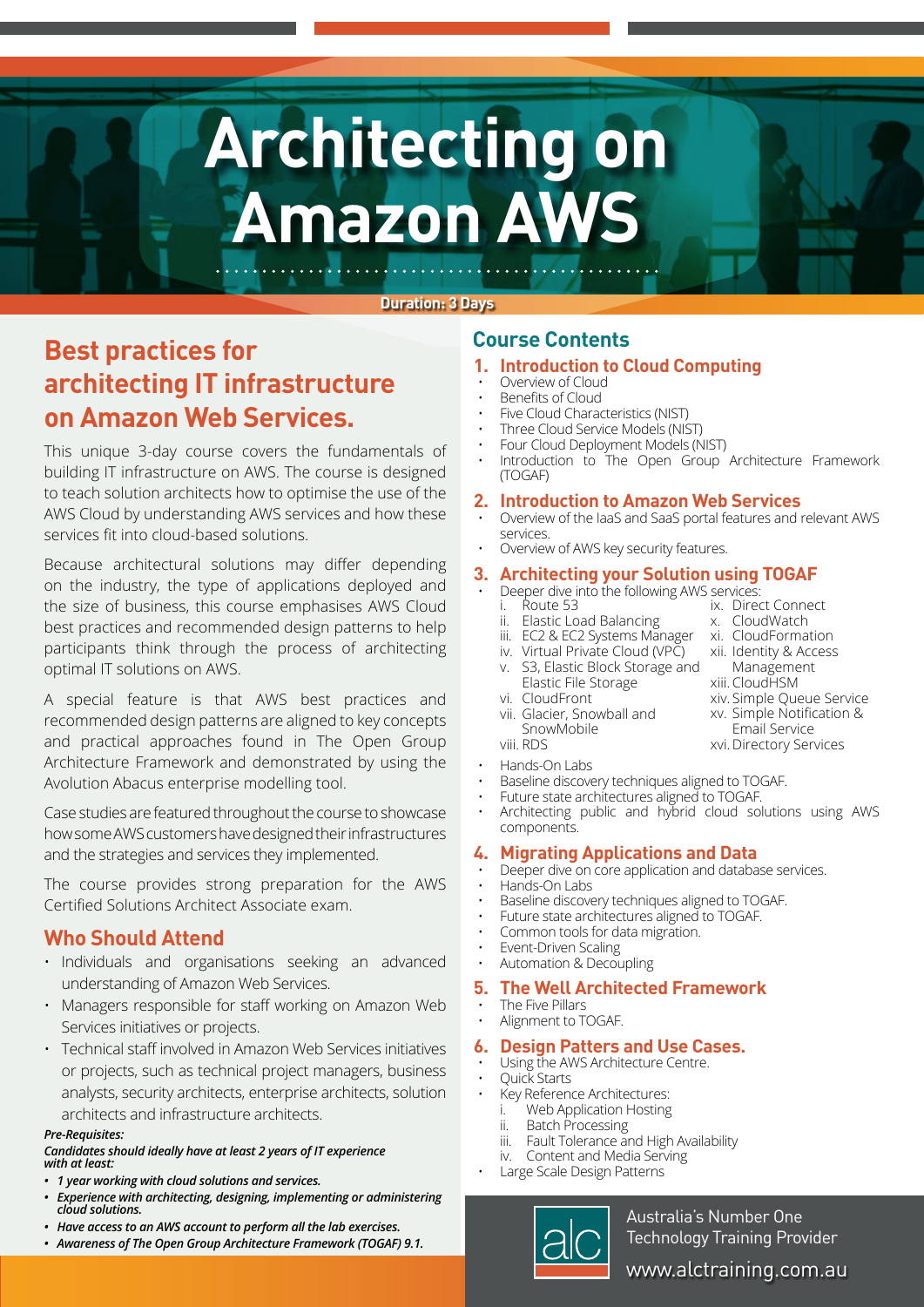# Architecting on Amazon AWS

**Duration: 3 Days**

## Best practices for architecting IT infrastructure on Amazon Web Services.

This unique 3-day course covers the fundamentals of building IT infrastructure on AWS. The course is designed to teach solution architects how to optimise the use of the AWS Cloud by understanding AWS services and how these services fit into cloud-based solutions.

Because architectural solutions may differ depending on the industry, the type of applications deployed and the size of business, this course emphasises AWS Cloud best practices and recommended design patterns to help participants think through the process of architecting optimal IT solutions on AWS.

A special feature is that AWS best practices and recommended design patterns are aligned to key concepts and practical approaches found in The Open Group Architecture Framework and demonstrated by using the Avolution Abacus enterprise modelling tool.

Case studies are featured throughout the course to showcase how some AWS customers have designed their infrastructures and the strategies and services they implemented.

The course provides strong preparation for the AWS Certified Solutions Architect Associate exam.

### Who Should Attend

- Individuals and organisations seeking an advanced understanding of Amazon Web Services.
- Managers responsible for staff working on Amazon Web Services initiatives or projects.
- Technical staff involved in Amazon Web Services initiatives or projects, such as technical project managers, business analysts, security architects, enterprise architects, solution architects and infrastructure architects.

***Pre-Requisites:***

***Candidates should ideally have at least 2 years of IT experience with at least:***

- ***1 year working with cloud solutions and services.***
- ***Experience with architecting, designing, implementing or administering cloud solutions.***
- ***Have access to an AWS account to perform all the lab exercises.***
- ***Awareness of The Open Group Architecture Framework (TOGAF) 9.1.***

## Course Contents

### 1. Introduction to Cloud Computing

- Overview of Cloud
- Benefits of Cloud
- Five Cloud Characteristics (NIST)
- Three Cloud Service Models (NIST)
- Four Cloud Deployment Models (NIST)
- Introduction to The Open Group Architecture Framework (TOGAF)

### 2. Introduction to Amazon Web Services

- Overview of the IaaS and SaaS portal features and relevant AWS services.
- Overview of AWS key security features.

### 3. Architecting your Solution using TOGAF

- Deeper dive into the following AWS services:
  - i. Route 53
  - ii. Elastic Load Balancing
  - iii. EC2 & EC2 Systems Manager
  - iv. Virtual Private Cloud (VPC)
  - v. S3, Elastic Block Storage and Elastic File Storage
  - vi. CloudFront
  - vii. Glacier, Snowball and SnowMobile
  - viii. RDS
  - ix. Direct Connect
  - x. CloudWatch
  - xi. CloudFormation
  - xii. Identity & Access Management
  - xiii. CloudHSM
  - xiv. Simple Queue Service
  - xv. Simple Notification & Email Service
  - xvi. Directory Services
- Hands-On Labs
- Baseline discovery techniques aligned to TOGAF.
- Future state architectures aligned to TOGAF.
- Architecting public and hybrid cloud solutions using AWS components.

### 4. Migrating Applications and Data

- Deeper dive on core application and database services.
- Hands-On Labs
- Baseline discovery techniques aligned to TOGAF.
- Future state architectures aligned to TOGAF.
- Common tools for data migration.
- Event-Driven Scaling
- Automation & Decoupling

### 5. The Well Architected Framework

- The Five Pillars
- Alignment to TOGAF.

### 6. Design Patterns and Use Cases.

- Using the AWS Architecture Centre.
- Quick Starts
- Key Reference Architectures:
  - i. Web Application Hosting
  - ii. Batch Processing
  - iii. Fault Tolerance and High Availability
  - iv. Content and Media Serving
- Large Scale Design Patterns

alc

Australia's Number One Technology Training Provider

www.alctraining.com.au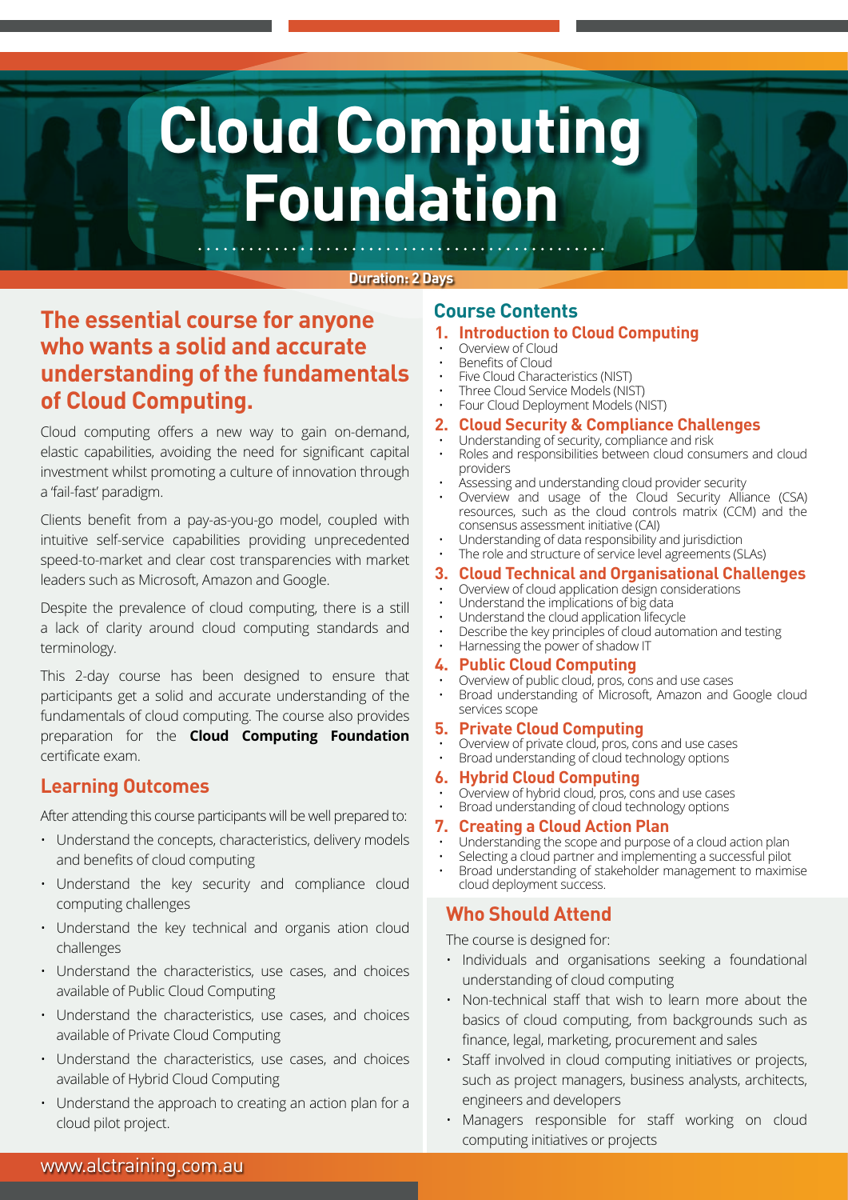# Cloud Computing Foundation

**Duration: 2 Days**

## The essential course for anyone who wants a solid and accurate understanding of the fundamentals of Cloud Computing.

Cloud computing offers a new way to gain on-demand, elastic capabilities, avoiding the need for significant capital investment whilst promoting a culture of innovation through a 'fail-fast' paradigm.

Clients benefit from a pay-as-you-go model, coupled with intuitive self-service capabilities providing unprecedented speed-to-market and clear cost transparencies with market leaders such as Microsoft, Amazon and Google.

Despite the prevalence of cloud computing, there is a still a lack of clarity around cloud computing standards and terminology.

This 2-day course has been designed to ensure that participants get a solid and accurate understanding of the fundamentals of cloud computing. The course also provides preparation for the **Cloud Computing Foundation** certificate exam.

## Learning Outcomes

After attending this course participants will be well prepared to:

- Understand the concepts, characteristics, delivery models and benefits of cloud computing
- Understand the key security and compliance cloud computing challenges
- Understand the key technical and organis ation cloud challenges
- Understand the characteristics, use cases, and choices available of Public Cloud Computing
- Understand the characteristics, use cases, and choices available of Private Cloud Computing
- Understand the characteristics, use cases, and choices available of Hybrid Cloud Computing
- Understand the approach to creating an action plan for a cloud pilot project.

## Course Contents

### 1. Introduction to Cloud Computing

- Overview of Cloud
- Benefits of Cloud
- Five Cloud Characteristics (NIST)
- Three Cloud Service Models (NIST)
- Four Cloud Deployment Models (NIST)

### 2. Cloud Security & Compliance Challenges

- Understanding of security, compliance and risk
- Roles and responsibilities between cloud consumers and cloud providers
- Assessing and understanding cloud provider security
- Overview and usage of the Cloud Security Alliance (CSA) resources, such as the cloud controls matrix (CCM) and the consensus assessment initiative (CAI)
- Understanding of data responsibility and jurisdiction
- The role and structure of service level agreements (SLAs)

### 3. Cloud Technical and Organisational Challenges

- Overview of cloud application design considerations
- Understand the implications of big data
- Understand the cloud application lifecycle
- Describe the key principles of cloud automation and testing
- Harnessing the power of shadow IT

### 4. Public Cloud Computing

- Overview of public cloud, pros, cons and use cases
- Broad understanding of Microsoft, Amazon and Google cloud services scope

### 5. Private Cloud Computing

- Overview of private cloud, pros, cons and use cases
- Broad understanding of cloud technology options

### 6. Hybrid Cloud Computing

- Overview of hybrid cloud, pros, cons and use cases
- Broad understanding of cloud technology options

### 7. Creating a Cloud Action Plan

- Understanding the scope and purpose of a cloud action plan
- Selecting a cloud partner and implementing a successful pilot
- Broad understanding of stakeholder management to maximise cloud deployment success.

## Who Should Attend

The course is designed for:

- Individuals and organisations seeking a foundational understanding of cloud computing
- Non-technical staff that wish to learn more about the basics of cloud computing, from backgrounds such as finance, legal, marketing, procurement and sales
- Staff involved in cloud computing initiatives or projects, such as project managers, business analysts, architects, engineers and developers
- Managers responsible for staff working on cloud computing initiatives or projects

www.alctraining.com.au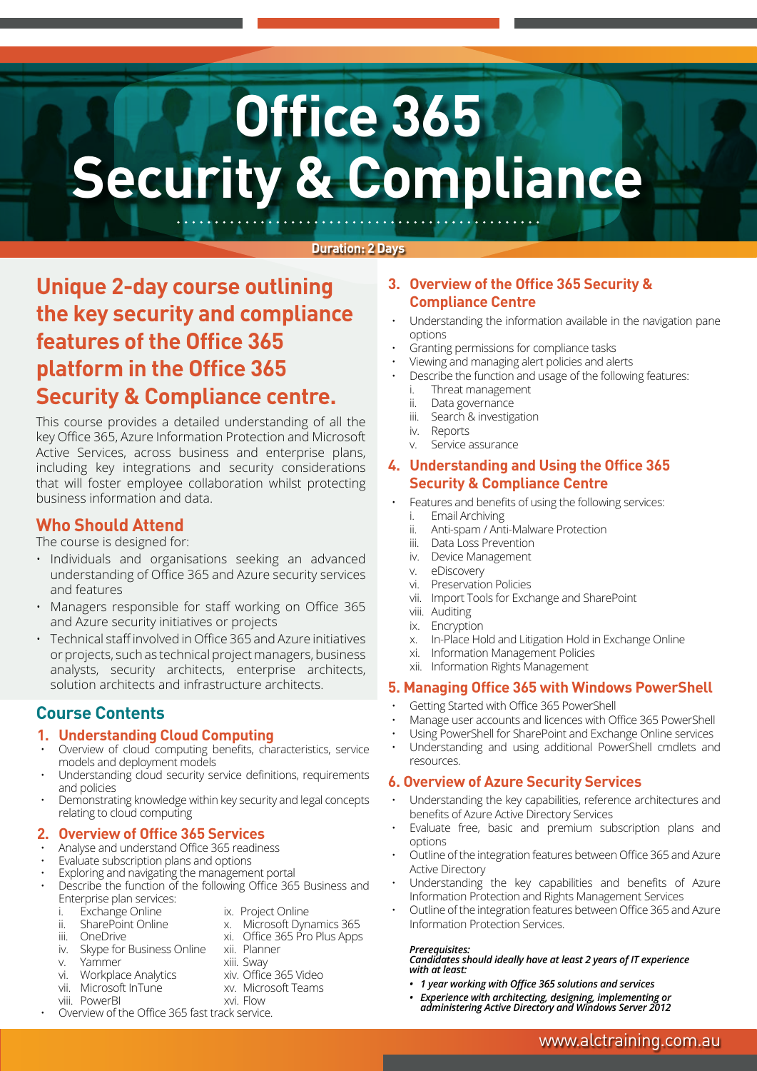# Office 365 Security & Compliance

**Duration: 2 Days**

## Unique 2-day course outlining the key security and compliance features of the Office 365 platform in the Office 365 Security & Compliance centre.

This course provides a detailed understanding of all the key Office 365, Azure Information Protection and Microsoft Active Services, across business and enterprise plans, including key integrations and security considerations that will foster employee collaboration whilst protecting business information and data.

### Who Should Attend

The course is designed for:

- Individuals and organisations seeking an advanced understanding of Office 365 and Azure security services and features
- Managers responsible for staff working on Office 365 and Azure security initiatives or projects
- Technical staff involved in Office 365 and Azure initiatives or projects, such as technical project managers, business analysts, security architects, enterprise architects, solution architects and infrastructure architects.

### Course Contents

#### 1. Understanding Cloud Computing

- Overview of cloud computing benefits, characteristics, service models and deployment models
- Understanding cloud security service definitions, requirements and policies
- Demonstrating knowledge within key security and legal concepts relating to cloud computing

#### 2. Overview of Office 365 Services

- Analyse and understand Office 365 readiness
- Evaluate subscription plans and options
- Exploring and navigating the management portal
- Describe the function of the following Office 365 Business and Enterprise plan services:
  - i. Exchange Online
  - ii. SharePoint Online
  - iii. OneDrive
  - iv. Skype for Business Online
  - v. Yammer
  - vi. Workplace Analytics
  - vii. Microsoft InTune
  - viii. PowerBI
  - ix. Project Online
  - x. Microsoft Dynamics 365
  - xi. Office 365 Pro Plus Apps
  - xii. Planner
  - xiii. Sway
  - xiv. Office 365 Video
  - xv. Microsoft Teams
  - xvi. Flow
- Overview of the Office 365 fast track service.

#### 3. Overview of the Office 365 Security & Compliance Centre

- Understanding the information available in the navigation pane options
- Granting permissions for compliance tasks
- Viewing and managing alert policies and alerts
- Describe the function and usage of the following features:
  - i. Threat management
  - ii. Data governance
  - iii. Search & investigation
  - iv. Reports
  - v. Service assurance

#### 4. Understanding and Using the Office 365 Security & Compliance Centre

- Features and benefits of using the following services:
  - i. Email Archiving
  - ii. Anti-spam / Anti-Malware Protection
  - iii. Data Loss Prevention
  - iv. Device Management
  - v. eDiscovery
  - vi. Preservation Policies
  - vii. Import Tools for Exchange and SharePoint
  - viii. Auditing
  - ix. Encryption
  - x. In-Place Hold and Litigation Hold in Exchange Online
  - xi. Information Management Policies
  - xii. Information Rights Management

#### 5. Managing Office 365 with Windows PowerShell

- Getting Started with Office 365 PowerShell
- Manage user accounts and licences with Office 365 PowerShell
- Using PowerShell for SharePoint and Exchange Online services
- Understanding and using additional PowerShell cmdlets and resources.

#### 6. Overview of Azure Security Services

- Understanding the key capabilities, reference architectures and benefits of Azure Active Directory Services
- Evaluate free, basic and premium subscription plans and options
- Outline of the integration features between Office 365 and Azure Active Directory
- Understanding the key capabilities and benefits of Azure Information Protection and Rights Management Services
- Outline of the integration features between Office 365 and Azure Information Protection Services.

***Prerequisites:***
***Candidates should ideally have at least 2 years of IT experience with at least:***

- ***1 year working with Office 365 solutions and services***
- ***Experience with architecting, designing, implementing or administering Active Directory and Windows Server 2012***

www.alctraining.com.au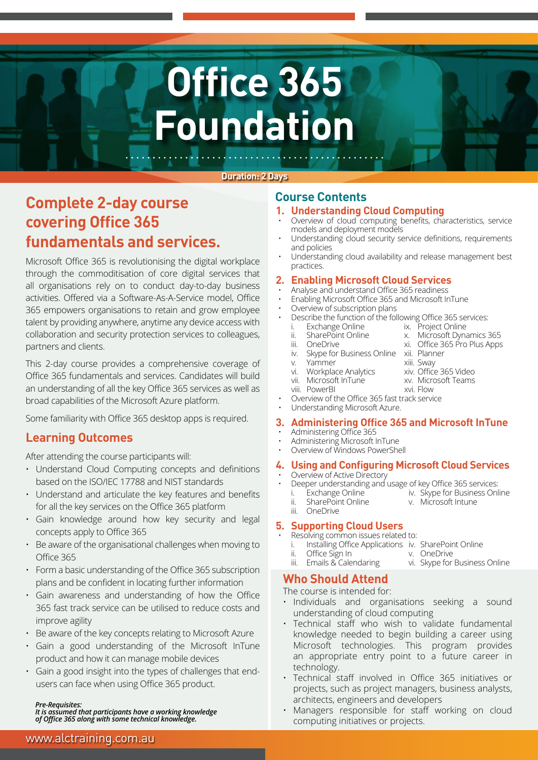# Office 365 Foundation

**Duration: 2 Days**

## Complete 2-day course covering Office 365 fundamentals and services.

Microsoft Office 365 is revolutionising the digital workplace through the commoditisation of core digital services that all organisations rely on to conduct day-to-day business activities. Offered via a Software-As-A-Service model, Office 365 empowers organisations to retain and grow employee talent by providing anywhere, anytime any device access with collaboration and security protection services to colleagues, partners and clients.

This 2-day course provides a comprehensive coverage of Office 365 fundamentals and services. Candidates will build an understanding of all the key Office 365 services as well as broad capabilities of the Microsoft Azure platform.

Some familiarity with Office 365 desktop apps is required.

## Learning Outcomes

After attending the course participants will:

- Understand Cloud Computing concepts and definitions based on the ISO/IEC 17788 and NIST standards
- Understand and articulate the key features and benefits for all the key services on the Office 365 platform
- Gain knowledge around how key security and legal concepts apply to Office 365
- Be aware of the organisational challenges when moving to Office 365
- Form a basic understanding of the Office 365 subscription plans and be confident in locating further information
- Gain awareness and understanding of how the Office 365 fast track service can be utilised to reduce costs and improve agility
- Be aware of the key concepts relating to Microsoft Azure
- Gain a good understanding of the Microsoft InTune product and how it can manage mobile devices
- Gain a good insight into the types of challenges that end-users can face when using Office 365 product.

***Pre-Requisites:***
***It is assumed that participants have a working knowledge of Office 365 along with some technical knowledge.***

## Course Contents

### 1. Understanding Cloud Computing

- Overview of cloud computing benefits, characteristics, service models and deployment models
- Understanding cloud security service definitions, requirements and policies
- Understanding cloud availability and release management best practices.

### 2. Enabling Microsoft Cloud Services

- Analyse and understand Office 365 readiness
- Enabling Microsoft Office 365 and Microsoft InTune
- Overview of subscription plans
- Describe the function of the following Office 365 services:
  - i. Exchange Online
  - ii. SharePoint Online
  - iii. OneDrive
  - iv. Skype for Business Online
  - v. Yammer
  - vi. Workplace Analytics
  - vii. Microsoft InTune
  - viii. PowerBI
  - ix. Project Online
  - x. Microsoft Dynamics 365
  - xi. Office 365 Pro Plus Apps
  - xii. Planner
  - xiii. Sway
  - xiv. Office 365 Video
  - xv. Microsoft Teams
  - xvi. Flow
- Overview of the Office 365 fast track service
- Understanding Microsoft Azure.

### 3. Administering Office 365 and Microsoft InTune

- Administering Office 365
- Administering Microsoft InTune
- Overview of Windows PowerShell

### 4. Using and Configuring Microsoft Cloud Services

- Overview of Active Directory
- Deeper understanding and usage of key Office 365 services:
  - i. Exchange Online
  - ii. SharePoint Online
  - iii. OneDrive
  - iv. Skype for Business Online
  - v. Microsoft Intune

### 5. Supporting Cloud Users

- Resolving common issues related to:
  - i. Installing Office Applications
  - ii. Office Sign In
  - iii. Emails & Calendaring
  - iv. SharePoint Online
  - v. OneDrive
  - vi. Skype for Business Online

## Who Should Attend

The course is intended for:

- Individuals and organisations seeking a sound understanding of cloud computing
- Technical staff who wish to validate fundamental knowledge needed to begin building a career using Microsoft technologies. This program provides an appropriate entry point to a future career in technology.
- Technical staff involved in Office 365 initiatives or projects, such as project managers, business analysts, architects, engineers and developers
- Managers responsible for staff working on cloud computing initiatives or projects.

www.alctraining.com.au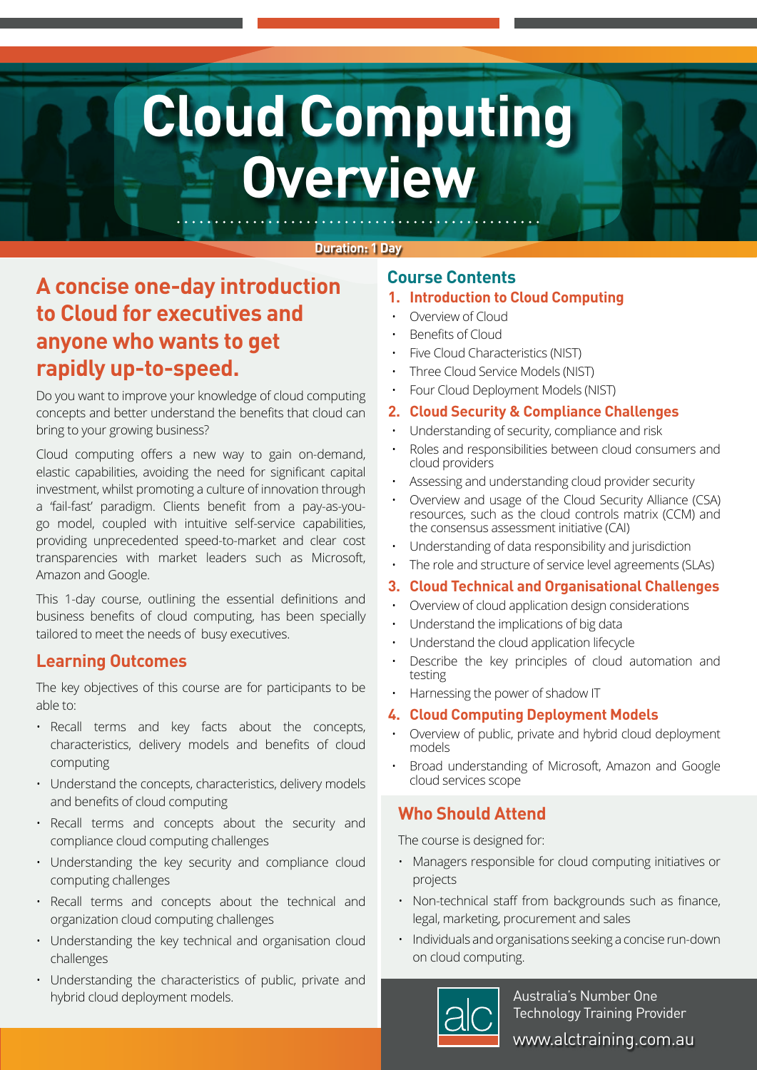# Cloud Computing Overview

Duration: 1 Day

## A concise one-day introduction to Cloud for executives and anyone who wants to get rapidly up-to-speed.

Do you want to improve your knowledge of cloud computing concepts and better understand the benefits that cloud can bring to your growing business?

Cloud computing offers a new way to gain on-demand, elastic capabilities, avoiding the need for significant capital investment, whilst promoting a culture of innovation through a 'fail-fast' paradigm. Clients benefit from a pay-as-you-go model, coupled with intuitive self-service capabilities, providing unprecedented speed-to-market and clear cost transparencies with market leaders such as Microsoft, Amazon and Google.

This 1-day course, outlining the essential definitions and business benefits of cloud computing, has been specially tailored to meet the needs of busy executives.

### Learning Outcomes

The key objectives of this course are for participants to be able to:

- Recall terms and key facts about the concepts, characteristics, delivery models and benefits of cloud computing
- Understand the concepts, characteristics, delivery models and benefits of cloud computing
- Recall terms and concepts about the security and compliance cloud computing challenges
- Understanding the key security and compliance cloud computing challenges
- Recall terms and concepts about the technical and organization cloud computing challenges
- Understanding the key technical and organisation cloud challenges
- Understanding the characteristics of public, private and hybrid cloud deployment models.

## Course Contents

### 1. Introduction to Cloud Computing

- Overview of Cloud
- Benefits of Cloud
- Five Cloud Characteristics (NIST)
- Three Cloud Service Models (NIST)
- Four Cloud Deployment Models (NIST)

### 2. Cloud Security & Compliance Challenges

- Understanding of security, compliance and risk
- Roles and responsibilities between cloud consumers and cloud providers
- Assessing and understanding cloud provider security
- Overview and usage of the Cloud Security Alliance (CSA) resources, such as the cloud controls matrix (CCM) and the consensus assessment initiative (CAI)
- Understanding of data responsibility and jurisdiction
- The role and structure of service level agreements (SLAs)

### 3. Cloud Technical and Organisational Challenges

- Overview of cloud application design considerations
- Understand the implications of big data
- Understand the cloud application lifecycle
- Describe the key principles of cloud automation and testing
- Harnessing the power of shadow IT

### 4. Cloud Computing Deployment Models

- Overview of public, private and hybrid cloud deployment models
- Broad understanding of Microsoft, Amazon and Google cloud services scope

## Who Should Attend

The course is designed for:

- Managers responsible for cloud computing initiatives or projects
- Non-technical staff from backgrounds such as finance, legal, marketing, procurement and sales
- Individuals and organisations seeking a concise run-down on cloud computing.

alc

Australia's Number One Technology Training Provider

www.alctraining.com.au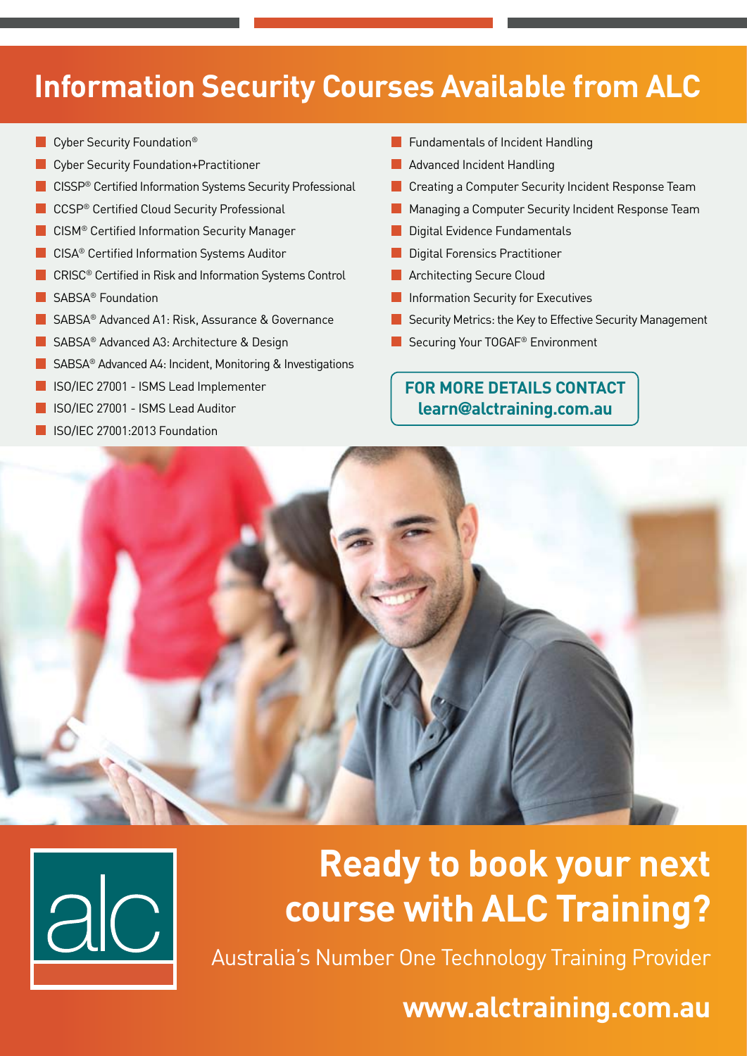# Information Security Courses Available from ALC

- Cyber Security Foundation®
- Cyber Security Foundation+Practitioner
- CISSP® Certified Information Systems Security Professional
- CCSP® Certified Cloud Security Professional
- CISM® Certified Information Security Manager
- CISA® Certified Information Systems Auditor
- CRISC® Certified in Risk and Information Systems Control
- SABSA® Foundation
- SABSA® Advanced A1: Risk, Assurance & Governance
- SABSA® Advanced A3: Architecture & Design
- SABSA® Advanced A4: Incident, Monitoring & Investigations
- ISO/IEC 27001 - ISMS Lead Implementer
- ISO/IEC 27001 - ISMS Lead Auditor
- ISO/IEC 27001:2013 Foundation
- Fundamentals of Incident Handling
- Advanced Incident Handling
- Creating a Computer Security Incident Response Team
- Managing a Computer Security Incident Response Team
- Digital Evidence Fundamentals
- Digital Forensics Practitioner
- Architecting Secure Cloud
- Information Security for Executives
- Security Metrics: the Key to Effective Security Management
- Securing Your TOGAF® Environment

**FOR MORE DETAILS CONTACT**
**learn@alctraining.com.au**

alc

## Ready to book your next course with ALC Training?

Australia's Number One Technology Training Provider

**www.alctraining.com.au**